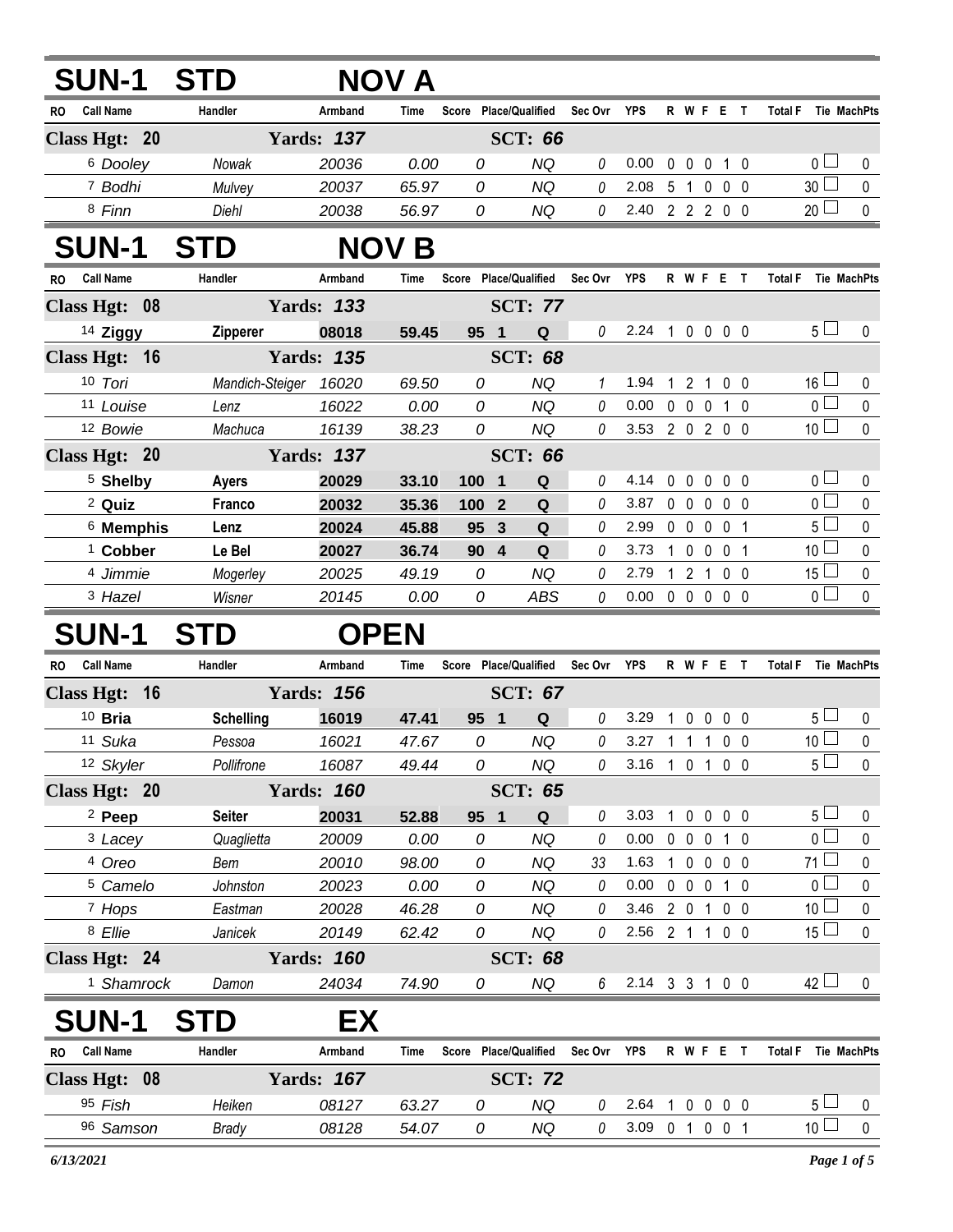## SUN-1 STD NOV A

| RO | Call Name | Handler | Armband | Time | Score | Place/Qualified | Sec Ovr | YPS | R | W | F | E | T | Total F | Tie | MachPts |
|---|---|---|---|---|---|---|---|---|---|---|---|---|---|---|---|---|
| **Class Hgt: 20** | | **Yards: 137** | | | | **SCT: 66** | | | | | | | | | | |
| 6 | *Dooley* | *Nowak* | *20036* | *0.00* | *0* | *NQ* | 0 | 0.00 | 0 | 0 | 0 | 1 | 0 | 0 | ☐ | 0 |
| 7 | *Bodhi* | *Mulvey* | *20037* | *65.97* | *0* | *NQ* | 0 | 2.08 | 5 | 1 | 0 | 0 | 0 | 30 | ☐ | 0 |
| 8 | *Finn* | *Diehl* | *20038* | *56.97* | *0* | *NQ* | 0 | 2.40 | 2 | 2 | 2 | 0 | 0 | 20 | ☐ | 0 |

## SUN-1 STD NOV B

| RO | Call Name | Handler | Armband | Time | Score | Place/Qualified | Sec Ovr | YPS | R | W | F | E | T | Total F | Tie | MachPts |
|---|---|---|---|---|---|---|---|---|---|---|---|---|---|---|---|---|
| **Class Hgt: 08** | | **Yards: 133** | | | | **SCT: 77** | | | | | | | | | | |
| 14 | **Ziggy** | **Zipperer** | **08018** | **59.45** | **95 1** | **Q** | 0 | 2.24 | 1 | 0 | 0 | 0 | 0 | 5 | ☐ | 0 |
| **Class Hgt: 16** | | **Yards: 135** | | | | **SCT: 68** | | | | | | | | | | |
| 10 | *Tori* | *Mandich-Steiger* | *16020* | *69.50* | *0* | *NQ* | 1 | 1.94 | 1 | 2 | 1 | 0 | 0 | 16 | ☐ | 0 |
| 11 | *Louise* | *Lenz* | *16022* | *0.00* | *0* | *NQ* | 0 | 0.00 | 0 | 0 | 0 | 1 | 0 | 0 | ☐ | 0 |
| 12 | *Bowie* | *Machuca* | *16139* | *38.23* | *0* | *NQ* | 0 | 3.53 | 2 | 0 | 2 | 0 | 0 | 10 | ☐ | 0 |
| **Class Hgt: 20** | | **Yards: 137** | | | | **SCT: 66** | | | | | | | | | | |
| 5 | **Shelby** | **Ayers** | **20029** | **33.10** | **100 1** | **Q** | 0 | 4.14 | 0 | 0 | 0 | 0 | 0 | 0 | ☐ | 0 |
| 2 | **Quiz** | **Franco** | **20032** | **35.36** | **100 2** | **Q** | 0 | 3.87 | 0 | 0 | 0 | 0 | 0 | 0 | ☐ | 0 |
| 6 | **Memphis** | **Lenz** | **20024** | **45.88** | **95 3** | **Q** | 0 | 2.99 | 0 | 0 | 0 | 0 | 1 | 5 | ☐ | 0 |
| 1 | **Cobber** | **Le Bel** | **20027** | **36.74** | **90 4** | **Q** | 0 | 3.73 | 1 | 0 | 0 | 0 | 1 | 10 | ☐ | 0 |
| 4 | *Jimmie* | *Mogerley* | *20025* | *49.19* | *0* | *NQ* | 0 | 2.79 | 1 | 2 | 1 | 0 | 0 | 15 | ☐ | 0 |
| 3 | *Hazel* | *Wisner* | *20145* | *0.00* | *0* | *ABS* | 0 | 0.00 | 0 | 0 | 0 | 0 | 0 | 0 | ☐ | 0 |

## SUN-1 STD OPEN

| RO | Call Name | Handler | Armband | Time | Score | Place/Qualified | Sec Ovr | YPS | R | W | F | E | T | Total F | Tie | MachPts |
|---|---|---|---|---|---|---|---|---|---|---|---|---|---|---|---|---|
| **Class Hgt: 16** | | **Yards: 156** | | | | **SCT: 67** | | | | | | | | | | |
| 10 | **Bria** | **Schelling** | **16019** | **47.41** | **95 1** | **Q** | 0 | 3.29 | 1 | 0 | 0 | 0 | 0 | 5 | ☐ | 0 |
| 11 | *Suka* | *Pessoa* | *16021* | *47.67* | *0* | *NQ* | 0 | 3.27 | 1 | 1 | 1 | 0 | 0 | 10 | ☐ | 0 |
| 12 | *Skyler* | *Pollifrone* | *16087* | *49.44* | *0* | *NQ* | 0 | 3.16 | 1 | 0 | 1 | 0 | 0 | 5 | ☐ | 0 |
| **Class Hgt: 20** | | **Yards: 160** | | | | **SCT: 65** | | | | | | | | | | |
| 2 | **Peep** | **Seiter** | **20031** | **52.88** | **95 1** | **Q** | 0 | 3.03 | 1 | 0 | 0 | 0 | 0 | 5 | ☐ | 0 |
| 3 | *Lacey* | *Quaglietta* | *20009* | *0.00* | *0* | *NQ* | 0 | 0.00 | 0 | 0 | 0 | 1 | 0 | 0 | ☐ | 0 |
| 4 | *Oreo* | *Bem* | *20010* | *98.00* | *0* | *NQ* | 33 | 1.63 | 1 | 0 | 0 | 0 | 0 | 71 | ☐ | 0 |
| 5 | *Camelo* | *Johnston* | *20023* | *0.00* | *0* | *NQ* | 0 | 0.00 | 0 | 0 | 0 | 1 | 0 | 0 | ☐ | 0 |
| 7 | *Hops* | *Eastman* | *20028* | *46.28* | *0* | *NQ* | 0 | 3.46 | 2 | 0 | 1 | 0 | 0 | 10 | ☐ | 0 |
| 8 | *Ellie* | *Janicek* | *20149* | *62.42* | *0* | *NQ* | 0 | 2.56 | 2 | 1 | 1 | 0 | 0 | 15 | ☐ | 0 |
| **Class Hgt: 24** | | **Yards: 160** | | | | **SCT: 68** | | | | | | | | | | |
| 1 | *Shamrock* | *Damon* | *24034* | *74.90* | *0* | *NQ* | 6 | 2.14 | 3 | 3 | 1 | 0 | 0 | 42 | ☐ | 0 |

## SUN-1 STD EX

| RO | Call Name | Handler | Armband | Time | Score | Place/Qualified | Sec Ovr | YPS | R | W | F | E | T | Total F | Tie | MachPts |
|---|---|---|---|---|---|---|---|---|---|---|---|---|---|---|---|---|
| **Class Hgt: 08** | | **Yards: 167** | | | | **SCT: 72** | | | | | | | | | | |
| 95 | *Fish* | *Heiken* | *08127* | *63.27* | *0* | *NQ* | 0 | 2.64 | 1 | 0 | 0 | 0 | 0 | 5 | ☐ | 0 |
| 96 | *Samson* | *Brady* | *08128* | *54.07* | *0* | *NQ* | 0 | 3.09 | 0 | 1 | 0 | 0 | 1 | 10 | ☐ | 0 |

*6/13/2021*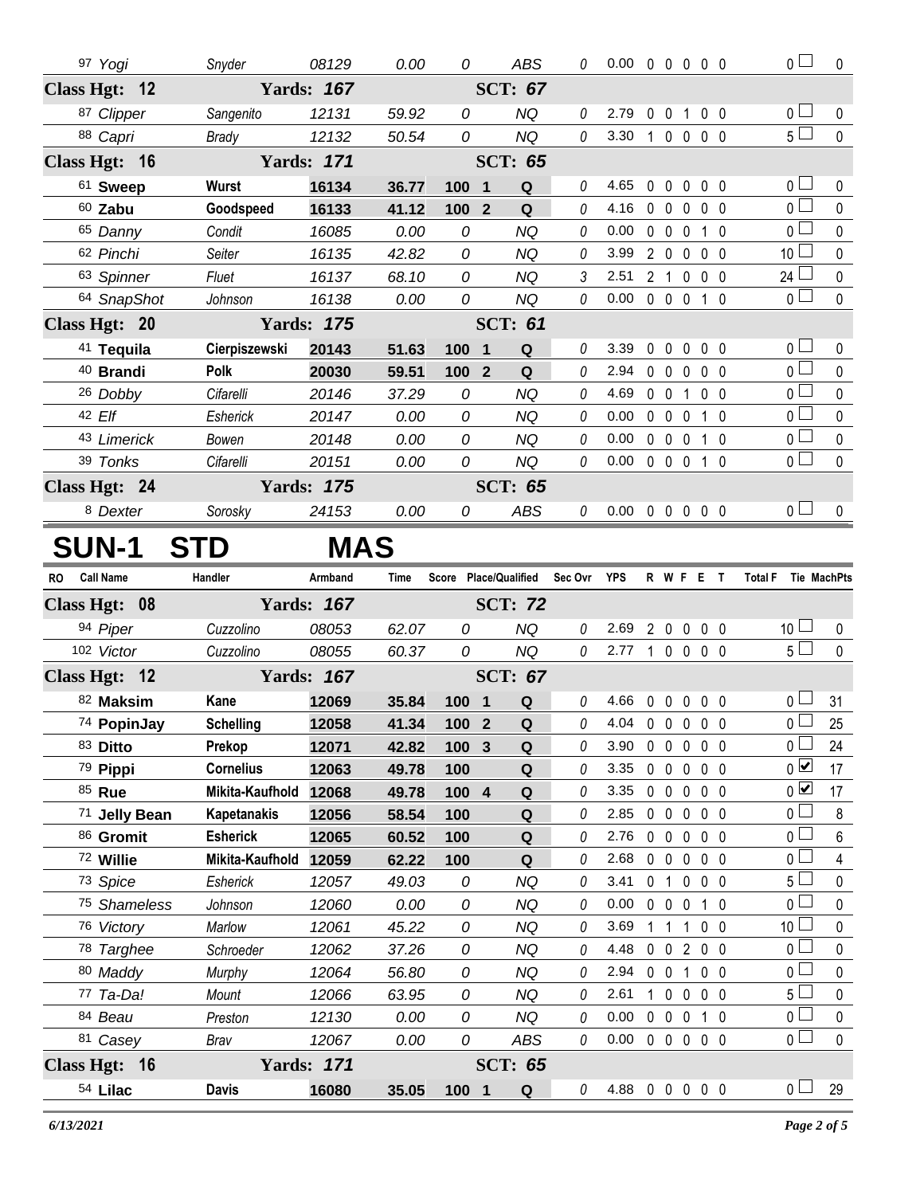| RO | Call Name | Handler | Armband | Time | Score | Place/Qualified | | Sec Ovr | YPS | R | W | F | E | T | Total F | Tie | MachPts |
|---|---|---|---|---|---|---|---|---|---|---|---|---|---|---|---|---|---|
| 97 | Yogi | Snyder | 08129 | 0.00 | 0 | | ABS | 0 | 0.00 | 0 | 0 | 0 | 0 | 0 | 0 | ☐ | 0 |
| **Class Hgt: 12** | | **Yards: 167** | | | | **SCT: 67** | | | | | | | | | | | |
| 87 | Clipper | Sangenito | 12131 | 59.92 | 0 | | NQ | 0 | 2.79 | 0 | 0 | 1 | 0 | 0 | 0 | ☐ | 0 |
| 88 | Capri | Brady | 12132 | 50.54 | 0 | | NQ | 0 | 3.30 | 1 | 0 | 0 | 0 | 0 | 5 | ☐ | 0 |
| **Class Hgt: 16** | | **Yards: 171** | | | | **SCT: 65** | | | | | | | | | | | |
| 61 | **Sweep** | **Wurst** | **16134** | **36.77** | **100** | **1** | **Q** | 0 | 4.65 | 0 | 0 | 0 | 0 | 0 | 0 | ☐ | 0 |
| 60 | **Zabu** | **Goodspeed** | **16133** | **41.12** | **100** | **2** | **Q** | 0 | 4.16 | 0 | 0 | 0 | 0 | 0 | 0 | ☐ | 0 |
| 65 | Danny | Condit | 16085 | 0.00 | 0 | | NQ | 0 | 0.00 | 0 | 0 | 0 | 1 | 0 | 0 | ☐ | 0 |
| 62 | Pinchi | Seiter | 16135 | 42.82 | 0 | | NQ | 0 | 3.99 | 2 | 0 | 0 | 0 | 0 | 10 | ☐ | 0 |
| 63 | Spinner | Fluet | 16137 | 68.10 | 0 | | NQ | 3 | 2.51 | 2 | 1 | 0 | 0 | 0 | 24 | ☐ | 0 |
| 64 | SnapShot | Johnson | 16138 | 0.00 | 0 | | NQ | 0 | 0.00 | 0 | 0 | 0 | 1 | 0 | 0 | ☐ | 0 |
| **Class Hgt: 20** | | **Yards: 175** | | | | **SCT: 61** | | | | | | | | | | | |
| 41 | **Tequila** | **Cierpiszewski** | **20143** | **51.63** | **100** | **1** | **Q** | 0 | 3.39 | 0 | 0 | 0 | 0 | 0 | 0 | ☐ | 0 |
| 40 | **Brandi** | **Polk** | **20030** | **59.51** | **100** | **2** | **Q** | 0 | 2.94 | 0 | 0 | 0 | 0 | 0 | 0 | ☐ | 0 |
| 26 | Dobby | Cifarelli | 20146 | 37.29 | 0 | | NQ | 0 | 4.69 | 0 | 0 | 1 | 0 | 0 | 0 | ☐ | 0 |
| 42 | Elf | Esherick | 20147 | 0.00 | 0 | | NQ | 0 | 0.00 | 0 | 0 | 0 | 1 | 0 | 0 | ☐ | 0 |
| 43 | Limerick | Bowen | 20148 | 0.00 | 0 | | NQ | 0 | 0.00 | 0 | 0 | 0 | 1 | 0 | 0 | ☐ | 0 |
| 39 | Tonks | Cifarelli | 20151 | 0.00 | 0 | | NQ | 0 | 0.00 | 0 | 0 | 0 | 1 | 0 | 0 | ☐ | 0 |
| **Class Hgt: 24** | | **Yards: 175** | | | | **SCT: 65** | | | | | | | | | | | |
| 8 | Dexter | Sorosky | 24153 | 0.00 | 0 | | ABS | 0 | 0.00 | 0 | 0 | 0 | 0 | 0 | 0 | ☐ | 0 |

# SUN-1 STD MAS

| RO | Call Name | Handler | Armband | Time | Score | Place/Qualified | | Sec Ovr | YPS | R | W | F | E | T | Total F | Tie | MachPts |
|---|---|---|---|---|---|---|---|---|---|---|---|---|---|---|---|---|---|
| **Class Hgt: 08** | | **Yards: 167** | | | | **SCT: 72** | | | | | | | | | | | |
| 94 | Piper | Cuzzolino | 08053 | 62.07 | 0 | | NQ | 0 | 2.69 | 2 | 0 | 0 | 0 | 0 | 10 | ☐ | 0 |
| 102 | Victor | Cuzzolino | 08055 | 60.37 | 0 | | NQ | 0 | 2.77 | 1 | 0 | 0 | 0 | 0 | 5 | ☐ | 0 |
| **Class Hgt: 12** | | **Yards: 167** | | | | **SCT: 67** | | | | | | | | | | | |
| 82 | **Maksim** | **Kane** | **12069** | **35.84** | **100** | **1** | **Q** | 0 | 4.66 | 0 | 0 | 0 | 0 | 0 | 0 | ☐ | 31 |
| 74 | **PopinJay** | **Schelling** | **12058** | **41.34** | **100** | **2** | **Q** | 0 | 4.04 | 0 | 0 | 0 | 0 | 0 | 0 | ☐ | 25 |
| 83 | **Ditto** | **Prekop** | **12071** | **42.82** | **100** | **3** | **Q** | 0 | 3.90 | 0 | 0 | 0 | 0 | 0 | 0 | ☐ | 24 |
| 79 | **Pippi** | **Cornelius** | **12063** | **49.78** | **100** | | **Q** | 0 | 3.35 | 0 | 0 | 0 | 0 | 0 | 0 | ☑ | 17 |
| 85 | **Rue** | **Mikita-Kaufhold** | **12068** | **49.78** | **100** | **4** | **Q** | 0 | 3.35 | 0 | 0 | 0 | 0 | 0 | 0 | ☑ | 17 |
| 71 | **Jelly Bean** | **Kapetanakis** | **12056** | **58.54** | **100** | | **Q** | 0 | 2.85 | 0 | 0 | 0 | 0 | 0 | 0 | ☐ | 8 |
| 86 | **Gromit** | **Esherick** | **12065** | **60.52** | **100** | | **Q** | 0 | 2.76 | 0 | 0 | 0 | 0 | 0 | 0 | ☐ | 6 |
| 72 | **Willie** | **Mikita-Kaufhold** | **12059** | **62.22** | **100** | | **Q** | 0 | 2.68 | 0 | 0 | 0 | 0 | 0 | 0 | ☐ | 4 |
| 73 | Spice | Esherick | 12057 | 49.03 | 0 | | NQ | 0 | 3.41 | 0 | 1 | 0 | 0 | 0 | 5 | ☐ | 0 |
| 75 | Shameless | Johnson | 12060 | 0.00 | 0 | | NQ | 0 | 0.00 | 0 | 0 | 0 | 1 | 0 | 0 | ☐ | 0 |
| 76 | Victory | Marlow | 12061 | 45.22 | 0 | | NQ | 0 | 3.69 | 1 | 1 | 1 | 0 | 0 | 10 | ☐ | 0 |
| 78 | Targhee | Schroeder | 12062 | 37.26 | 0 | | NQ | 0 | 4.48 | 0 | 0 | 2 | 0 | 0 | 0 | ☐ | 0 |
| 80 | Maddy | Murphy | 12064 | 56.80 | 0 | | NQ | 0 | 2.94 | 0 | 0 | 1 | 0 | 0 | 0 | ☐ | 0 |
| 77 | Ta-Da! | Mount | 12066 | 63.95 | 0 | | NQ | 0 | 2.61 | 1 | 0 | 0 | 0 | 0 | 5 | ☐ | 0 |
| 84 | Beau | Preston | 12130 | 0.00 | 0 | | NQ | 0 | 0.00 | 0 | 0 | 0 | 1 | 0 | 0 | ☐ | 0 |
| 81 | Casey | Brav | 12067 | 0.00 | 0 | | ABS | 0 | 0.00 | 0 | 0 | 0 | 0 | 0 | 0 | ☐ | 0 |
| **Class Hgt: 16** | | **Yards: 171** | | | | **SCT: 65** | | | | | | | | | | | |
| 54 | **Lilac** | **Davis** | **16080** | **35.05** | **100** | **1** | **Q** | 0 | 4.88 | 0 | 0 | 0 | 0 | 0 | 0 | ☐ | 29 |

*6/13/2021*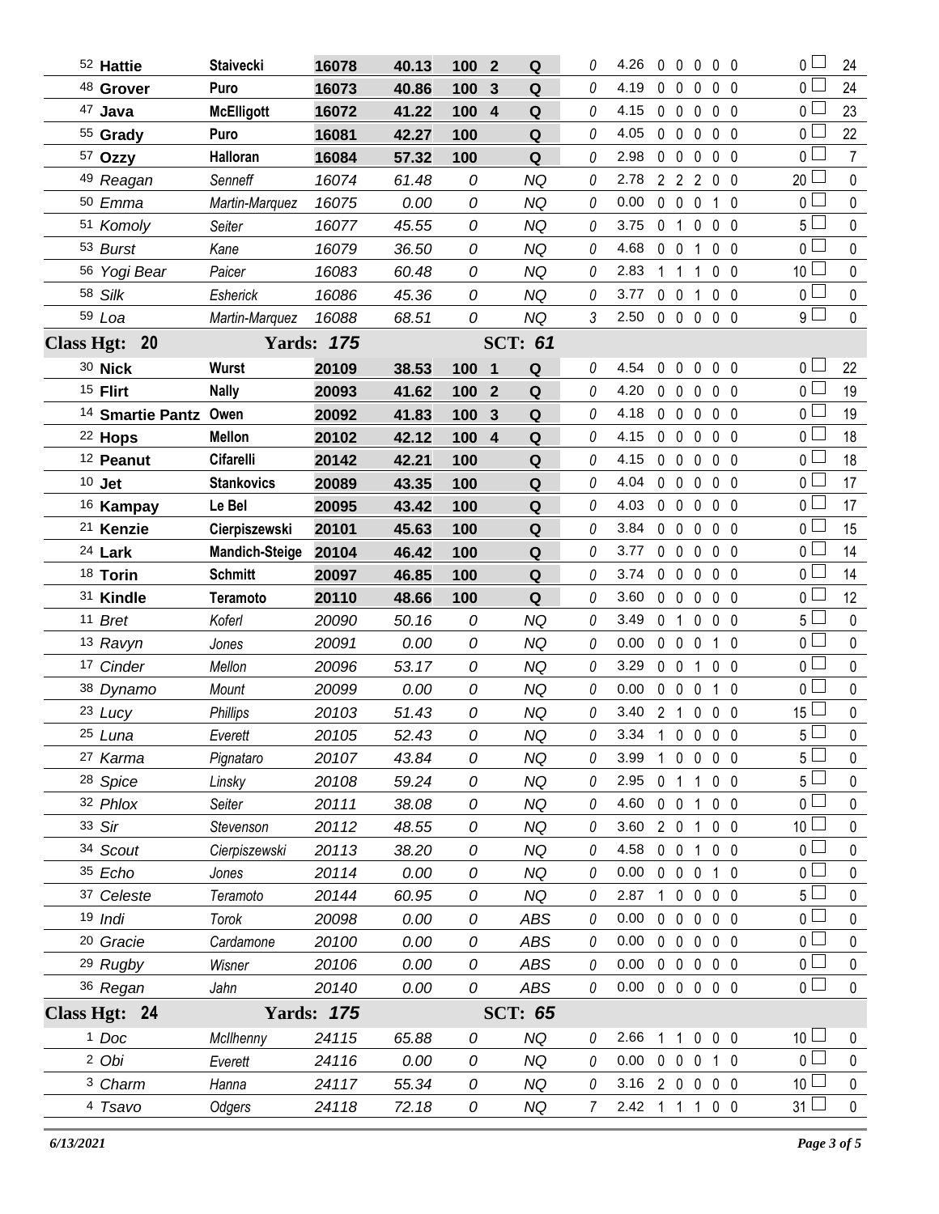| # | Dog | Handler | Armband | Time | Score | Place | Q/NQ | Time Faults | YPS | | | | | | Total Faults | Points |
|---|---|---|---|---|---|---|---|---|---|---|---|---|---|---|---|---|
| 52 | **Hattie** | **Staivecki** | **16078** | **40.13** | **100** | **2** | **Q** | 0 | 4.26 | 0 | 0 | 0 | 0 | 0 | 0 | 24 |
| 48 | **Grover** | **Puro** | **16073** | **40.86** | **100** | **3** | **Q** | 0 | 4.19 | 0 | 0 | 0 | 0 | 0 | 0 | 24 |
| 47 | **Java** | **McElligott** | **16072** | **41.22** | **100** | **4** | **Q** | 0 | 4.15 | 0 | 0 | 0 | 0 | 0 | 0 | 23 |
| 55 | **Grady** | **Puro** | **16081** | **42.27** | **100** | | **Q** | 0 | 4.05 | 0 | 0 | 0 | 0 | 0 | 0 | 22 |
| 57 | **Ozzy** | **Halloran** | **16084** | **57.32** | **100** | | **Q** | 0 | 2.98 | 0 | 0 | 0 | 0 | 0 | 0 | 7 |
| 49 | *Reagan* | *Senneff* | *16074* | *61.48* | *0* | | *NQ* | 0 | 2.78 | 2 | 2 | 2 | 0 | 0 | 20 | 0 |
| 50 | *Emma* | *Martin-Marquez* | *16075* | *0.00* | *0* | | *NQ* | 0 | 0.00 | 0 | 0 | 0 | 1 | 0 | 0 | 0 |
| 51 | *Komoly* | *Seiter* | *16077* | *45.55* | *0* | | *NQ* | 0 | 3.75 | 0 | 1 | 0 | 0 | 0 | 5 | 0 |
| 53 | *Burst* | *Kane* | *16079* | *36.50* | *0* | | *NQ* | 0 | 4.68 | 0 | 0 | 1 | 0 | 0 | 0 | 0 |
| 56 | *Yogi Bear* | *Paicer* | *16083* | *60.48* | *0* | | *NQ* | 0 | 2.83 | 1 | 1 | 1 | 0 | 0 | 10 | 0 |
| 58 | *Silk* | *Esherick* | *16086* | *45.36* | *0* | | *NQ* | 0 | 3.77 | 0 | 0 | 1 | 0 | 0 | 0 | 0 |
| 59 | *Loa* | *Martin-Marquez* | *16088* | *68.51* | *0* | | *NQ* | 3 | 2.50 | 0 | 0 | 0 | 0 | 0 | 9 | 0 |
| **Class Hgt: 20** | | **Yards: 175** | | | | **SCT: 61** | | | | | | | | | | |
| 30 | **Nick** | **Wurst** | **20109** | **38.53** | **100** | **1** | **Q** | 0 | 4.54 | 0 | 0 | 0 | 0 | 0 | 0 | 22 |
| 15 | **Flirt** | **Nally** | **20093** | **41.62** | **100** | **2** | **Q** | 0 | 4.20 | 0 | 0 | 0 | 0 | 0 | 0 | 19 |
| 14 | **Smartie Pantz** | **Owen** | **20092** | **41.83** | **100** | **3** | **Q** | 0 | 4.18 | 0 | 0 | 0 | 0 | 0 | 0 | 19 |
| 22 | **Hops** | **Mellon** | **20102** | **42.12** | **100** | **4** | **Q** | 0 | 4.15 | 0 | 0 | 0 | 0 | 0 | 0 | 18 |
| 12 | **Peanut** | **Cifarelli** | **20142** | **42.21** | **100** | | **Q** | 0 | 4.15 | 0 | 0 | 0 | 0 | 0 | 0 | 18 |
| 10 | **Jet** | **Stankovics** | **20089** | **43.35** | **100** | | **Q** | 0 | 4.04 | 0 | 0 | 0 | 0 | 0 | 0 | 17 |
| 16 | **Kampay** | **Le Bel** | **20095** | **43.42** | **100** | | **Q** | 0 | 4.03 | 0 | 0 | 0 | 0 | 0 | 0 | 17 |
| 21 | **Kenzie** | **Cierpiszewski** | **20101** | **45.63** | **100** | | **Q** | 0 | 3.84 | 0 | 0 | 0 | 0 | 0 | 0 | 15 |
| 24 | **Lark** | **Mandich-Steige** | **20104** | **46.42** | **100** | | **Q** | 0 | 3.77 | 0 | 0 | 0 | 0 | 0 | 0 | 14 |
| 18 | **Torin** | **Schmitt** | **20097** | **46.85** | **100** | | **Q** | 0 | 3.74 | 0 | 0 | 0 | 0 | 0 | 0 | 14 |
| 31 | **Kindle** | **Teramoto** | **20110** | **48.66** | **100** | | **Q** | 0 | 3.60 | 0 | 0 | 0 | 0 | 0 | 0 | 12 |
| 11 | *Bret* | *Koferl* | *20090* | *50.16* | *0* | | *NQ* | 0 | 3.49 | 0 | 1 | 0 | 0 | 0 | 5 | 0 |
| 13 | *Ravyn* | *Jones* | *20091* | *0.00* | *0* | | *NQ* | 0 | 0.00 | 0 | 0 | 0 | 1 | 0 | 0 | 0 |
| 17 | *Cinder* | *Mellon* | *20096* | *53.17* | *0* | | *NQ* | 0 | 3.29 | 0 | 0 | 1 | 0 | 0 | 0 | 0 |
| 38 | *Dynamo* | *Mount* | *20099* | *0.00* | *0* | | *NQ* | 0 | 0.00 | 0 | 0 | 0 | 1 | 0 | 0 | 0 |
| 23 | *Lucy* | *Phillips* | *20103* | *51.43* | *0* | | *NQ* | 0 | 3.40 | 2 | 1 | 0 | 0 | 0 | 15 | 0 |
| 25 | *Luna* | *Everett* | *20105* | *52.43* | *0* | | *NQ* | 0 | 3.34 | 1 | 0 | 0 | 0 | 0 | 5 | 0 |
| 27 | *Karma* | *Pignataro* | *20107* | *43.84* | *0* | | *NQ* | 0 | 3.99 | 1 | 0 | 0 | 0 | 0 | 5 | 0 |
| 28 | *Spice* | *Linsky* | *20108* | *59.24* | *0* | | *NQ* | 0 | 2.95 | 0 | 1 | 1 | 0 | 0 | 5 | 0 |
| 32 | *Phlox* | *Seiter* | *20111* | *38.08* | *0* | | *NQ* | 0 | 4.60 | 0 | 0 | 1 | 0 | 0 | 0 | 0 |
| 33 | *Sir* | *Stevenson* | *20112* | *48.55* | *0* | | *NQ* | 0 | 3.60 | 2 | 0 | 1 | 0 | 0 | 10 | 0 |
| 34 | *Scout* | *Cierpiszewski* | *20113* | *38.20* | *0* | | *NQ* | 0 | 4.58 | 0 | 0 | 1 | 0 | 0 | 0 | 0 |
| 35 | *Echo* | *Jones* | *20114* | *0.00* | *0* | | *NQ* | 0 | 0.00 | 0 | 0 | 0 | 1 | 0 | 0 | 0 |
| 37 | *Celeste* | *Teramoto* | *20144* | *60.95* | *0* | | *NQ* | 0 | 2.87 | 1 | 0 | 0 | 0 | 0 | 5 | 0 |
| 19 | *Indi* | *Torok* | *20098* | *0.00* | *0* | | *ABS* | 0 | 0.00 | 0 | 0 | 0 | 0 | 0 | 0 | 0 |
| 20 | *Gracie* | *Cardamone* | *20100* | *0.00* | *0* | | *ABS* | 0 | 0.00 | 0 | 0 | 0 | 0 | 0 | 0 | 0 |
| 29 | *Rugby* | *Wisner* | *20106* | *0.00* | *0* | | *ABS* | 0 | 0.00 | 0 | 0 | 0 | 0 | 0 | 0 | 0 |
| 36 | *Regan* | *Jahn* | *20140* | *0.00* | *0* | | *ABS* | 0 | 0.00 | 0 | 0 | 0 | 0 | 0 | 0 | 0 |
| **Class Hgt: 24** | | **Yards: 175** | | | | **SCT: 65** | | | | | | | | | | |
| 1 | *Doc* | *McIlhenny* | *24115* | *65.88* | *0* | | *NQ* | 0 | 2.66 | 1 | 1 | 0 | 0 | 0 | 10 | 0 |
| 2 | *Obi* | *Everett* | *24116* | *0.00* | *0* | | *NQ* | 0 | 0.00 | 0 | 0 | 0 | 1 | 0 | 0 | 0 |
| 3 | *Charm* | *Hanna* | *24117* | *55.34* | *0* | | *NQ* | 0 | 3.16 | 2 | 0 | 0 | 0 | 0 | 10 | 0 |
| 4 | *Tsavo* | *Odgers* | *24118* | *72.18* | *0* | | *NQ* | 7 | 2.42 | 1 | 1 | 1 | 0 | 0 | 31 | 0 |

*6/13/2021*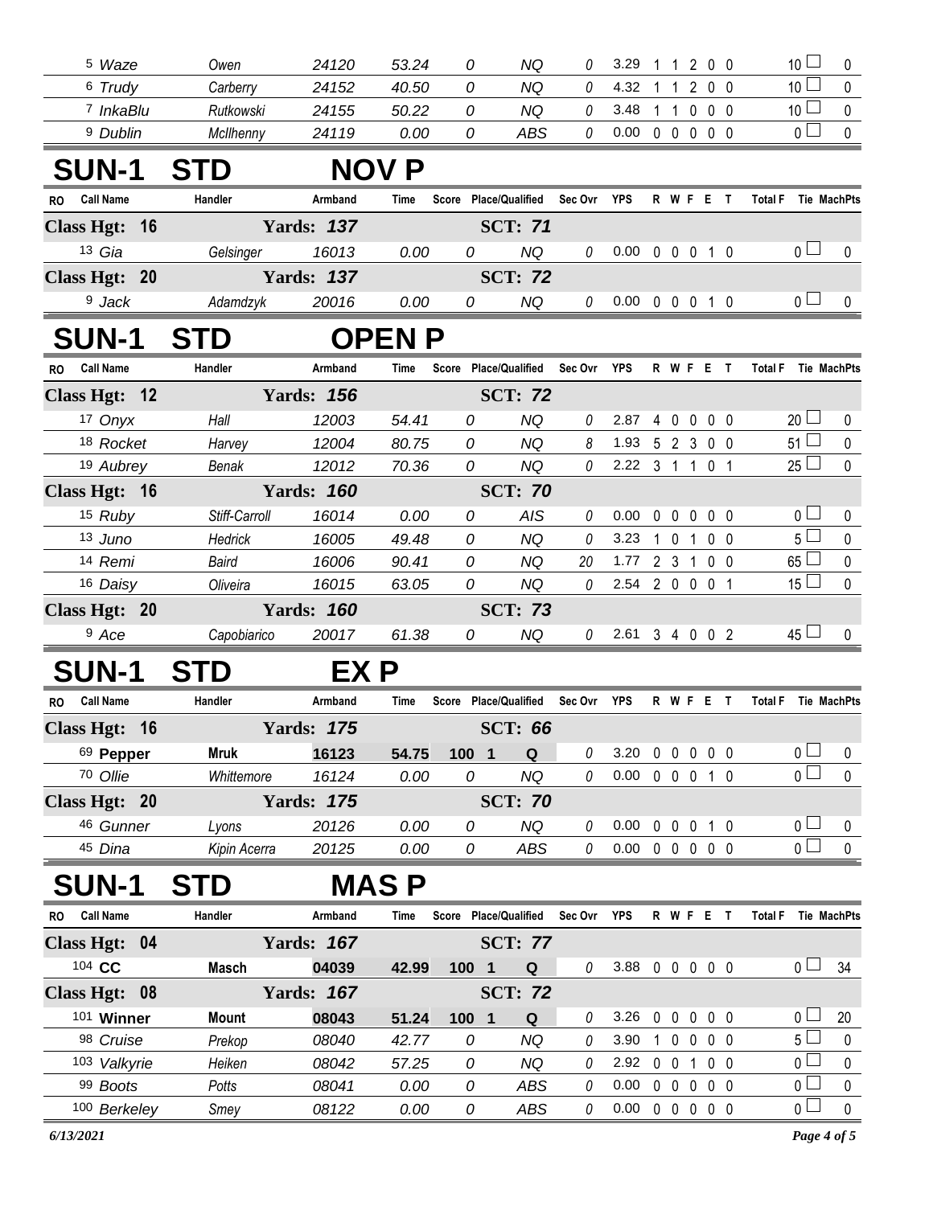| RO | Call Name | Handler | Armband | Time | Score | Place/Qualified | Sec Ovr | YPS | R | W | F | E | T | Total F | Tie | MachPts |
|---|---|---|---|---|---|---|---|---|---|---|---|---|---|---|---|---|
| 5 | *Waze* | *Owen* | *24120* | *53.24* | *0* | *NQ* | *0* | 3.29 | 1 | 1 | 2 | 0 | 0 | 10 | ☐ | 0 |
| 6 | *Trudy* | *Carberry* | *24152* | *40.50* | *0* | *NQ* | *0* | 4.32 | 1 | 1 | 2 | 0 | 0 | 10 | ☐ | 0 |
| 7 | *InkaBlu* | *Rutkowski* | *24155* | *50.22* | *0* | *NQ* | *0* | 3.48 | 1 | 1 | 0 | 0 | 0 | 10 | ☐ | 0 |
| 9 | *Dublin* | *McIlhenny* | *24119* | *0.00* | *0* | *ABS* | *0* | 0.00 | 0 | 0 | 0 | 0 | 0 | 0 | ☐ | 0 |

# SUN-1 STD NOV P

| RO | Call Name | Handler | Armband | Time | Score | Place/Qualified | Sec Ovr | YPS | R | W | F | E | T | Total F | Tie | MachPts |
|---|---|---|---|---|---|---|---|---|---|---|---|---|---|---|---|---|
| **Class Hgt: 16** | | **Yards: 137** | | | | **SCT: 71** | | | | | | | | | | |
| 13 | *Gia* | *Gelsinger* | *16013* | *0.00* | *0* | *NQ* | *0* | 0.00 | 0 | 0 | 0 | 1 | 0 | 0 | ☐ | 0 |
| **Class Hgt: 20** | | **Yards: 137** | | | | **SCT: 72** | | | | | | | | | | |
| 9 | *Jack* | *Adamdzyk* | *20016* | *0.00* | *0* | *NQ* | *0* | 0.00 | 0 | 0 | 0 | 1 | 0 | 0 | ☐ | 0 |

# SUN-1 STD OPEN P

| RO | Call Name | Handler | Armband | Time | Score | Place/Qualified | Sec Ovr | YPS | R | W | F | E | T | Total F | Tie | MachPts |
|---|---|---|---|---|---|---|---|---|---|---|---|---|---|---|---|---|
| **Class Hgt: 12** | | **Yards: 156** | | | | **SCT: 72** | | | | | | | | | | |
| 17 | *Onyx* | *Hall* | *12003* | *54.41* | *0* | *NQ* | *0* | 2.87 | 4 | 0 | 0 | 0 | 0 | 20 | ☐ | 0 |
| 18 | *Rocket* | *Harvey* | *12004* | *80.75* | *0* | *NQ* | *8* | 1.93 | 5 | 2 | 3 | 0 | 0 | 51 | ☐ | 0 |
| 19 | *Aubrey* | *Benak* | *12012* | *70.36* | *0* | *NQ* | *0* | 2.22 | 3 | 1 | 1 | 0 | 1 | 25 | ☐ | 0 |
| **Class Hgt: 16** | | **Yards: 160** | | | | **SCT: 70** | | | | | | | | | | |
| 15 | *Ruby* | *Stiff-Carroll* | *16014* | *0.00* | *0* | *AIS* | *0* | 0.00 | 0 | 0 | 0 | 0 | 0 | 0 | ☐ | 0 |
| 13 | *Juno* | *Hedrick* | *16005* | *49.48* | *0* | *NQ* | *0* | 3.23 | 1 | 0 | 1 | 0 | 0 | 5 | ☐ | 0 |
| 14 | *Remi* | *Baird* | *16006* | *90.41* | *0* | *NQ* | *20* | 1.77 | 2 | 3 | 1 | 0 | 0 | 65 | ☐ | 0 |
| 16 | *Daisy* | *Oliveira* | *16015* | *63.05* | *0* | *NQ* | *0* | 2.54 | 2 | 0 | 0 | 0 | 1 | 15 | ☐ | 0 |
| **Class Hgt: 20** | | **Yards: 160** | | | | **SCT: 73** | | | | | | | | | | |
| 9 | *Ace* | *Capobiarico* | *20017* | *61.38* | *0* | *NQ* | *0* | 2.61 | 3 | 4 | 0 | 0 | 2 | 45 | ☐ | 0 |

# SUN-1 STD EX P

| RO | Call Name | Handler | Armband | Time | Score | Place/Qualified | Sec Ovr | YPS | R | W | F | E | T | Total F | Tie | MachPts |
|---|---|---|---|---|---|---|---|---|---|---|---|---|---|---|---|---|
| **Class Hgt: 16** | | **Yards: 175** | | | | **SCT: 66** | | | | | | | | | | |
| 69 | **Pepper** | **Mruk** | **16123** | **54.75** | **100** | **1 Q** | *0* | 3.20 | 0 | 0 | 0 | 0 | 0 | 0 | ☐ | 0 |
| 70 | *Ollie* | *Whittemore* | *16124* | *0.00* | *0* | *NQ* | *0* | 0.00 | 0 | 0 | 0 | 1 | 0 | 0 | ☐ | 0 |
| **Class Hgt: 20** | | **Yards: 175** | | | | **SCT: 70** | | | | | | | | | | |
| 46 | *Gunner* | *Lyons* | *20126* | *0.00* | *0* | *NQ* | *0* | 0.00 | 0 | 0 | 0 | 1 | 0 | 0 | ☐ | 0 |
| 45 | *Dina* | *Kipin Acerra* | *20125* | *0.00* | *0* | *ABS* | *0* | 0.00 | 0 | 0 | 0 | 0 | 0 | 0 | ☐ | 0 |

# SUN-1 STD MAS P

| RO | Call Name | Handler | Armband | Time | Score | Place/Qualified | Sec Ovr | YPS | R | W | F | E | T | Total F | Tie | MachPts |
|---|---|---|---|---|---|---|---|---|---|---|---|---|---|---|---|---|
| **Class Hgt: 04** | | **Yards: 167** | | | | **SCT: 77** | | | | | | | | | | |
| 104 | **CC** | **Masch** | **04039** | **42.99** | **100** | **1 Q** | *0* | 3.88 | 0 | 0 | 0 | 0 | 0 | 0 | ☐ | 34 |
| **Class Hgt: 08** | | **Yards: 167** | | | | **SCT: 72** | | | | | | | | | | |
| 101 | **Winner** | **Mount** | **08043** | **51.24** | **100** | **1 Q** | *0* | 3.26 | 0 | 0 | 0 | 0 | 0 | 0 | ☐ | 20 |
| 98 | *Cruise* | *Prekop* | *08040* | *42.77* | *0* | *NQ* | *0* | 3.90 | 1 | 0 | 0 | 0 | 0 | 5 | ☐ | 0 |
| 103 | *Valkyrie* | *Heiken* | *08042* | *57.25* | *0* | *NQ* | *0* | 2.92 | 0 | 0 | 1 | 0 | 0 | 0 | ☐ | 0 |
| 99 | *Boots* | *Potts* | *08041* | *0.00* | *0* | *ABS* | *0* | 0.00 | 0 | 0 | 0 | 0 | 0 | 0 | ☐ | 0 |
| 100 | *Berkeley* | *Smey* | *08122* | *0.00* | *0* | *ABS* | *0* | 0.00 | 0 | 0 | 0 | 0 | 0 | 0 | ☐ | 0 |

*6/13/2021*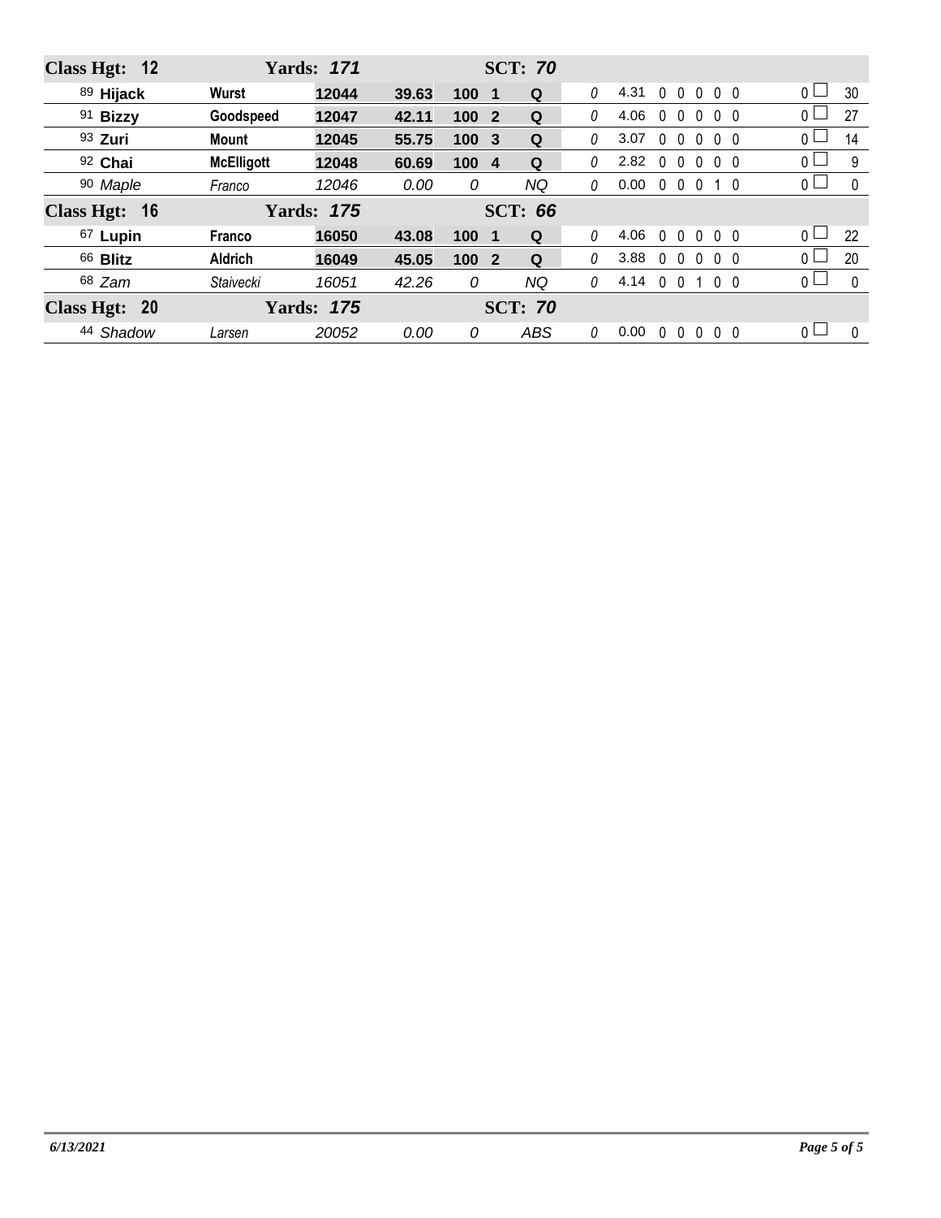| | | | | | | | | | | | | | | | |
|---|---|---|---|---|---|---|---|---|---|---|---|---|---|---|---|
| **Class Hgt: 12** | | **Yards: *171*** | | | | **SCT: *70*** | | | | | | | | | |
| 89 **Hijack** | **Wurst** | **12044** | **39.63** | **100** | **1** | **Q** | *0* | 4.31 | 0 | 0 | 0 | 0 | 0 | 0 ☐ | 30 |
| 91 **Bizzy** | **Goodspeed** | **12047** | **42.11** | **100** | **2** | **Q** | *0* | 4.06 | 0 | 0 | 0 | 0 | 0 | 0 ☐ | 27 |
| 93 **Zuri** | **Mount** | **12045** | **55.75** | **100** | **3** | **Q** | *0* | 3.07 | 0 | 0 | 0 | 0 | 0 | 0 ☐ | 14 |
| 92 **Chai** | **McElligott** | **12048** | **60.69** | **100** | **4** | **Q** | *0* | 2.82 | 0 | 0 | 0 | 0 | 0 | 0 ☐ | 9 |
| 90 *Maple* | *Franco* | *12046* | *0.00* | *0* | | *NQ* | *0* | 0.00 | 0 | 0 | 0 | 1 | 0 | 0 ☐ | 0 |
| **Class Hgt: 16** | | **Yards: *175*** | | | | **SCT: *66*** | | | | | | | | | |
| 67 **Lupin** | **Franco** | **16050** | **43.08** | **100** | **1** | **Q** | *0* | 4.06 | 0 | 0 | 0 | 0 | 0 | 0 ☐ | 22 |
| 66 **Blitz** | **Aldrich** | **16049** | **45.05** | **100** | **2** | **Q** | *0* | 3.88 | 0 | 0 | 0 | 0 | 0 | 0 ☐ | 20 |
| 68 *Zam* | *Staivecki* | *16051* | *42.26* | *0* | | *NQ* | *0* | 4.14 | 0 | 0 | 1 | 0 | 0 | 0 ☐ | 0 |
| **Class Hgt: 20** | | **Yards: *175*** | | | | **SCT: *70*** | | | | | | | | | |
| 44 *Shadow* | *Larsen* | *20052* | *0.00* | *0* | | *ABS* | *0* | 0.00 | 0 | 0 | 0 | 0 | 0 | 0 ☐ | 0 |

*6/13/2021*